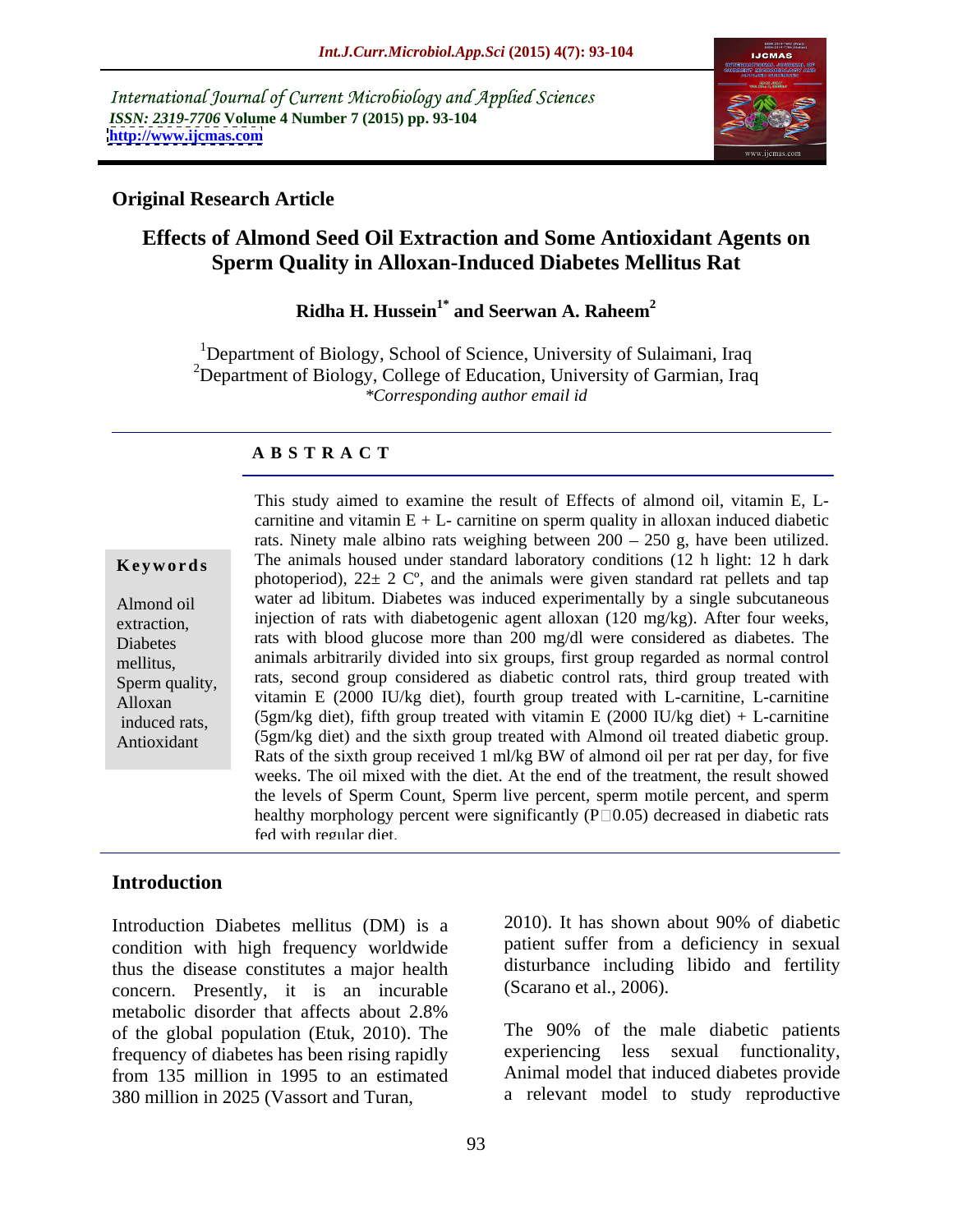International Journal of Current Microbiology and Applied Sciences
*ISSN: 2319-7706* **Volume 4 Number 7 (2015) pp. 93-104**
**http://www.ijcmas.com**

**Original Research Article**

# Effects of Almond Seed Oil Extraction and Some Antioxidant Agents on Sperm Quality in Alloxan-Induced Diabetes Mellitus Rat

**Ridha H. Hussein[1*] and Seerwan A. Raheem[2]**

[1]Department of Biology, School of Science, University of Sulaimani, Iraq
[2]Department of Biology, College of Education, University of Garmian, Iraq
*\*Corresponding author email id*

## A B S T R A C T

**Keywords**

Almond oil extraction, Diabetes mellitus, Sperm quality, Alloxan induced rats, Antioxidant

This study aimed to examine the result of Effects of almond oil, vitamin E, L-carnitine and vitamin E + L- carnitine on sperm quality in alloxan induced diabetic rats. Ninety male albino rats weighing between 200 – 250 g, have been utilized. The animals housed under standard laboratory conditions (12 h light: 12 h dark photoperiod), 22± 2 Cº, and the animals were given standard rat pellets and tap water ad libitum. Diabetes was induced experimentally by a single subcutaneous injection of rats with diabetogenic agent alloxan (120 mg/kg). After four weeks, rats with blood glucose more than 200 mg/dl were considered as diabetes. The animals arbitrarily divided into six groups, first group regarded as normal control rats, second group considered as diabetic control rats, third group treated with vitamin E (2000 IU/kg diet), fourth group treated with L-carnitine, L-carnitine (5gm/kg diet), fifth group treated with vitamin E (2000 IU/kg diet) + L-carnitine (5gm/kg diet) and the sixth group treated with Almond oil treated diabetic group. Rats of the sixth group received 1 ml/kg BW of almond oil per rat per day, for five weeks. The oil mixed with the diet. At the end of the treatment, the result showed the levels of Sperm Count, Sperm live percent, sperm motile percent, and sperm healthy morphology percent were significantly (P□0.05) decreased in diabetic rats fed with regular diet.

## Introduction

Introduction Diabetes mellitus (DM) is a condition with high frequency worldwide thus the disease constitutes a major health concern. Presently, it is an incurable metabolic disorder that affects about 2.8% of the global population (Etuk, 2010). The frequency of diabetes has been rising rapidly from 135 million in 1995 to an estimated 380 million in 2025 (Vassort and Turan, 2010). It has shown about 90% of diabetic patient suffer from a deficiency in sexual disturbance including libido and fertility (Scarano et al., 2006).

The 90% of the male diabetic patients experiencing less sexual functionality, Animal model that induced diabetes provide a relevant model to study reproductive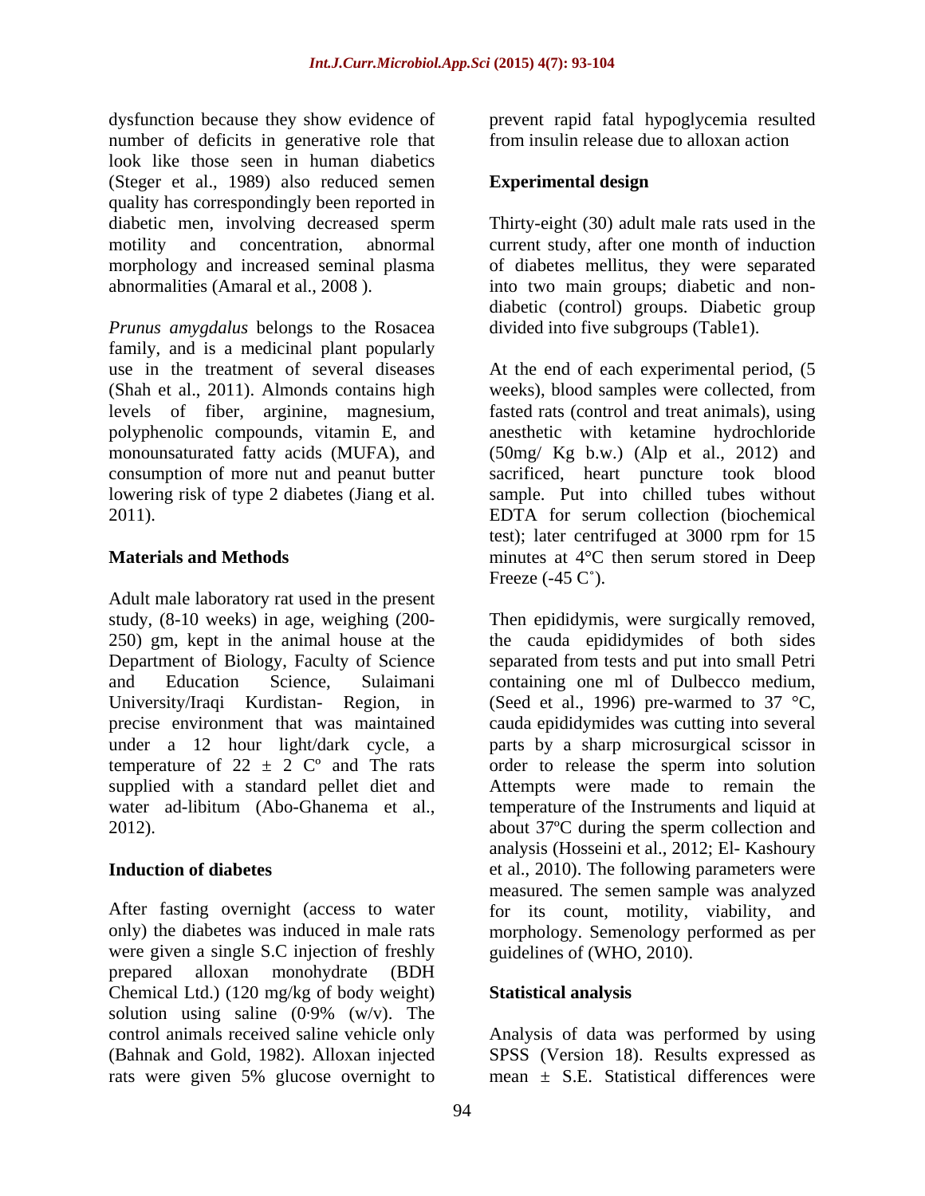dysfunction because they show evidence of number of deficits in generative role that look like those seen in human diabetics (Steger et al., 1989) also reduced semen quality has correspondingly been reported in diabetic men, involving decreased sperm motility and concentration, abnormal morphology and increased seminal plasma abnormalities (Amaral et al., 2008 ).

*Prunus amygdalus* belongs to the Rosacea family, and is a medicinal plant popularly use in the treatment of several diseases (Shah et al., 2011). Almonds contains high levels of fiber, arginine, magnesium, polyphenolic compounds, vitamin E, and monounsaturated fatty acids (MUFA), and consumption of more nut and peanut butter lowering risk of type 2 diabetes (Jiang et al. 2011).

## Materials and Methods

Adult male laboratory rat used in the present study, (8-10 weeks) in age, weighing (200-250) gm, kept in the animal house at the Department of Biology, Faculty of Science and Education Science, Sulaimani University/Iraqi Kurdistan- Region, in precise environment that was maintained under a 12 hour light/dark cycle, a temperature of 22 ± 2 Cº and The rats supplied with a standard pellet diet and water ad-libitum (Abo-Ghanema et al., 2012).

### Induction of diabetes

After fasting overnight (access to water only) the diabetes was induced in male rats were given a single S.C injection of freshly prepared alloxan monohydrate (BDH Chemical Ltd.) (120 mg/kg of body weight) solution using saline (0·9% (w/v). The control animals received saline vehicle only (Bahnak and Gold, 1982). Alloxan injected rats were given 5% glucose overnight to prevent rapid fatal hypoglycemia resulted from insulin release due to alloxan action

### Experimental design

Thirty-eight (30) adult male rats used in the current study, after one month of induction of diabetes mellitus, they were separated into two main groups; diabetic and non-diabetic (control) groups. Diabetic group divided into five subgroups (Table1).

At the end of each experimental period, (5 weeks), blood samples were collected, from fasted rats (control and treat animals), using anesthetic with ketamine hydrochloride (50mg/ Kg b.w.) (Alp et al., 2012) and sacrificed, heart puncture took blood sample. Put into chilled tubes without EDTA for serum collection (biochemical test); later centrifuged at 3000 rpm for 15 minutes at 4°C then serum stored in Deep Freeze (-45 C˚).

Then epididymis, were surgically removed, the cauda epididymides of both sides separated from tests and put into small Petri containing one ml of Dulbecco medium, (Seed et al., 1996) pre-warmed to 37 °C, cauda epididymides was cutting into several parts by a sharp microsurgical scissor in order to release the sperm into solution Attempts were made to remain the temperature of the Instruments and liquid at about 37ºC during the sperm collection and analysis (Hosseini et al., 2012; El- Kashoury et al., 2010). The following parameters were measured. The semen sample was analyzed for its count, motility, viability, and morphology. Semenology performed as per guidelines of (WHO, 2010).

### Statistical analysis

Analysis of data was performed by using SPSS (Version 18). Results expressed as mean ± S.E. Statistical differences were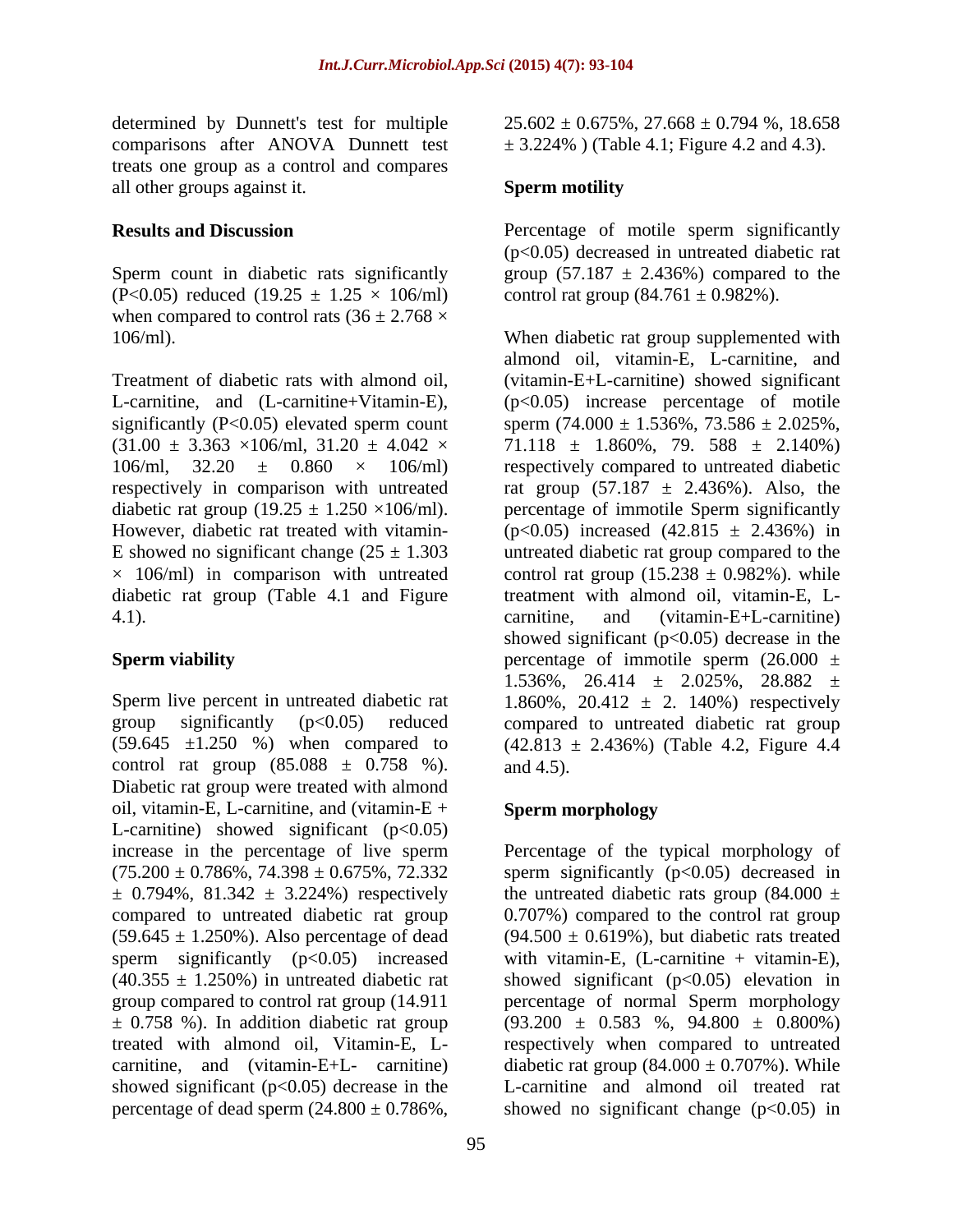determined by Dunnett's test for multiple comparisons after ANOVA Dunnett test treats one group as a control and compares all other groups against it.

## Results and Discussion

Sperm count in diabetic rats significantly ($P<0.05$) reduced ($19.25 \pm 1.25 \times 106$/ml) when compared to control rats ($36 \pm 2.768 \times 106$/ml).

Treatment of diabetic rats with almond oil, L-carnitine, and (L-carnitine+Vitamin-E), significantly ($P<0.05$) elevated sperm count ($31.00 \pm 3.363 \times 106$/ml, $31.20 \pm 4.042 \times 106$/ml, $32.20 \pm 0.860 \times 106$/ml) respectively in comparison with untreated diabetic rat group ($19.25 \pm 1.250 \times 106$/ml). However, diabetic rat treated with vitamin-E showed no significant change ($25 \pm 1.303 \times 106$/ml) in comparison with untreated diabetic rat group (Table 4.1 and Figure 4.1).

### Sperm viability

Sperm live percent in untreated diabetic rat group significantly ($p<0.05$) reduced ($59.645 \pm 1.250$ %) when compared to control rat group ($85.088 \pm 0.758$ %). Diabetic rat group were treated with almond oil, vitamin-E, L-carnitine, and (vitamin-E + L-carnitine) showed significant ($p<0.05$) increase in the percentage of live sperm ($75.200 \pm 0.786$%, $74.398 \pm 0.675$%, $72.332 \pm 0.794$%, $81.342 \pm 3.224$%) respectively compared to untreated diabetic rat group ($59.645 \pm 1.250$%). Also percentage of dead sperm significantly ($p<0.05$) increased ($40.355 \pm 1.250$%) in untreated diabetic rat group compared to control rat group ($14.911 \pm 0.758$ %). In addition diabetic rat group treated with almond oil, Vitamin-E, L-carnitine, and (vitamin-E+L- carnitine) showed significant ($p<0.05$) decrease in the percentage of dead sperm ($24.800 \pm 0.786$%, $25.602 \pm 0.675$%, $27.668 \pm 0.794$ %, $18.658 \pm 3.224$% ) (Table 4.1; Figure 4.2 and 4.3).

### Sperm motility

Percentage of motile sperm significantly ($p<0.05$) decreased in untreated diabetic rat group ($57.187 \pm 2.436$%) compared to the control rat group ($84.761 \pm 0.982$%).

When diabetic rat group supplemented with almond oil, vitamin-E, L-carnitine, and (vitamin-E+L-carnitine) showed significant ($p<0.05$) increase percentage of motile sperm ($74.000 \pm 1.536$%, $73.586 \pm 2.025$%, $71.118 \pm 1.860$%, $79.588 \pm 2.140$%) respectively compared to untreated diabetic rat group ($57.187 \pm 2.436$%). Also, the percentage of immotile Sperm significantly ($p<0.05$) increased ($42.815 \pm 2.436$%) in untreated diabetic rat group compared to the control rat group ($15.238 \pm 0.982$%). while treatment with almond oil, vitamin-E, L-carnitine, and (vitamin-E+L-carnitine) showed significant ($p<0.05$) decrease in the percentage of immotile sperm ($26.000 \pm 1.536$%, $26.414 \pm 2.025$%, $28.882 \pm 1.860$%, $20.412 \pm 2.140$%) respectively compared to untreated diabetic rat group ($42.813 \pm 2.436$%) (Table 4.2, Figure 4.4 and 4.5).

### Sperm morphology

Percentage of the typical morphology of sperm significantly ($p<0.05$) decreased in the untreated diabetic rats group ($84.000 \pm 0.707$%) compared to the control rat group ($94.500 \pm 0.619$%), but diabetic rats treated with vitamin-E, (L-carnitine + vitamin-E), showed significant ($p<0.05$) elevation in percentage of normal Sperm morphology ($93.200 \pm 0.583$ %, $94.800 \pm 0.800$%) respectively when compared to untreated diabetic rat group ($84.000 \pm 0.707$%). While L-carnitine and almond oil treated rat showed no significant change ($p<0.05$) in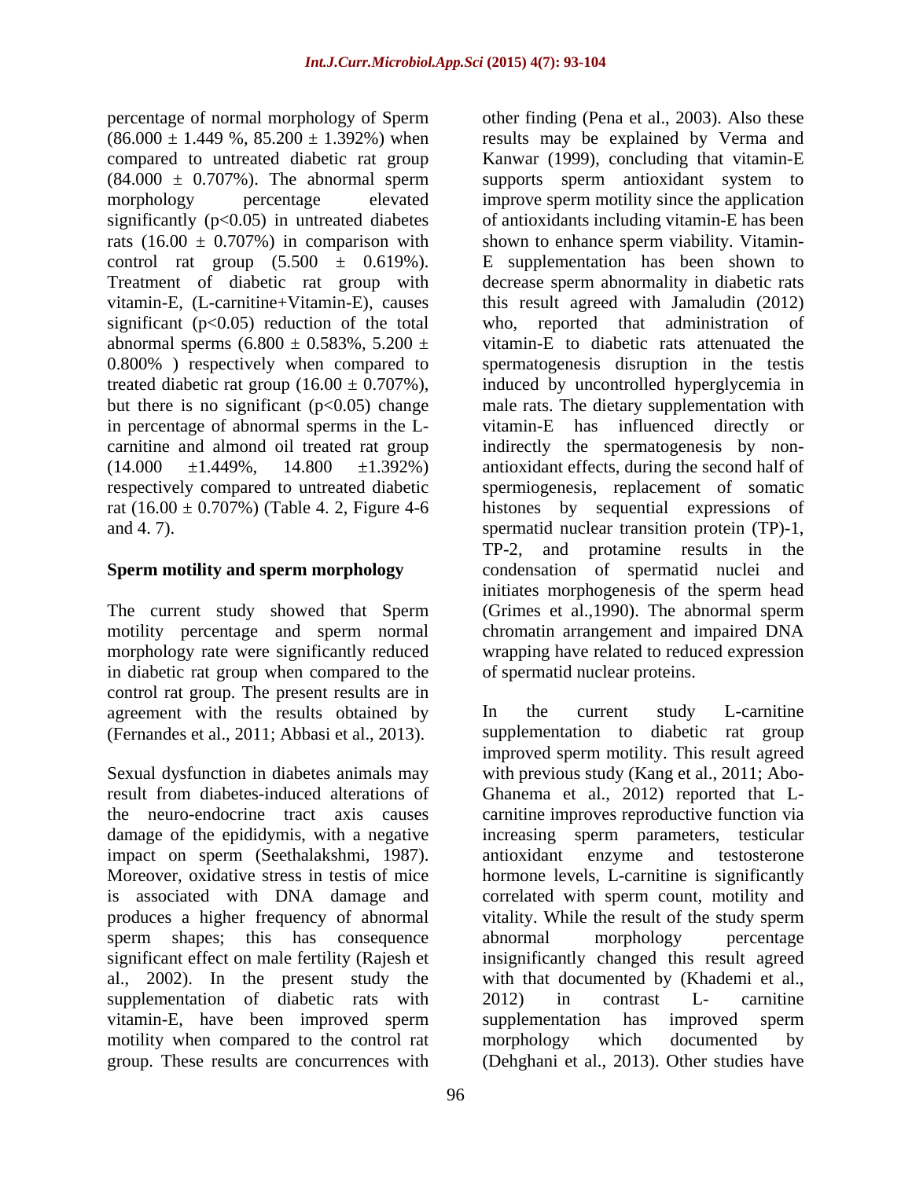percentage of normal morphology of Sperm (86.000 ± 1.449 %, 85.200 ± 1.392%) when compared to untreated diabetic rat group (84.000 ± 0.707%). The abnormal sperm morphology percentage elevated significantly ($p<0.05$) in untreated diabetes rats (16.00 ± 0.707%) in comparison with control rat group (5.500 ± 0.619%). Treatment of diabetic rat group with vitamin-E, (L-carnitine+Vitamin-E), causes significant ($p<0.05$) reduction of the total abnormal sperms (6.800 ± 0.583%, 5.200 ± 0.800% ) respectively when compared to treated diabetic rat group (16.00 ± 0.707%), but there is no significant ($p<0.05$) change in percentage of abnormal sperms in the L-carnitine and almond oil treated rat group (14.000 ±1.449%, 14.800 ±1.392%) respectively compared to untreated diabetic rat (16.00 ± 0.707%) (Table 4. 2, Figure 4-6 and 4. 7).

## Sperm motility and sperm morphology

The current study showed that Sperm motility percentage and sperm normal morphology rate were significantly reduced in diabetic rat group when compared to the control rat group. The present results are in agreement with the results obtained by (Fernandes et al., 2011; Abbasi et al., 2013).

Sexual dysfunction in diabetes animals may result from diabetes-induced alterations of the neuro-endocrine tract axis causes damage of the epididymis, with a negative impact on sperm (Seethalakshmi, 1987). Moreover, oxidative stress in testis of mice is associated with DNA damage and produces a higher frequency of abnormal sperm shapes; this has consequence significant effect on male fertility (Rajesh et al., 2002). In the present study the supplementation of diabetic rats with vitamin-E, have been improved sperm motility when compared to the control rat group. These results are concurrences with other finding (Pena et al., 2003). Also these results may be explained by Verma and Kanwar (1999), concluding that vitamin-E supports sperm antioxidant system to improve sperm motility since the application of antioxidants including vitamin-E has been shown to enhance sperm viability. Vitamin-E supplementation has been shown to decrease sperm abnormality in diabetic rats this result agreed with Jamaludin (2012) who, reported that administration of vitamin-E to diabetic rats attenuated the spermatogenesis disruption in the testis induced by uncontrolled hyperglycemia in male rats. The dietary supplementation with vitamin-E has influenced directly or indirectly the spermatogenesis by non-antioxidant effects, during the second half of spermiogenesis, replacement of somatic histones by sequential expressions of spermatid nuclear transition protein (TP)-1, TP-2, and protamine results in the condensation of spermatid nuclei and initiates morphogenesis of the sperm head (Grimes et al.,1990). The abnormal sperm chromatin arrangement and impaired DNA wrapping have related to reduced expression of spermatid nuclear proteins.

In the current study L-carnitine supplementation to diabetic rat group improved sperm motility. This result agreed with previous study (Kang et al., 2011; Abo-Ghanema et al., 2012) reported that L-carnitine improves reproductive function via increasing sperm parameters, testicular antioxidant enzyme and testosterone hormone levels, L-carnitine is significantly correlated with sperm count, motility and vitality. While the result of the study sperm abnormal morphology percentage insignificantly changed this result agreed with that documented by (Khademi et al., 2012) in contrast L- carnitine supplementation has improved sperm morphology which documented by (Dehghani et al., 2013). Other studies have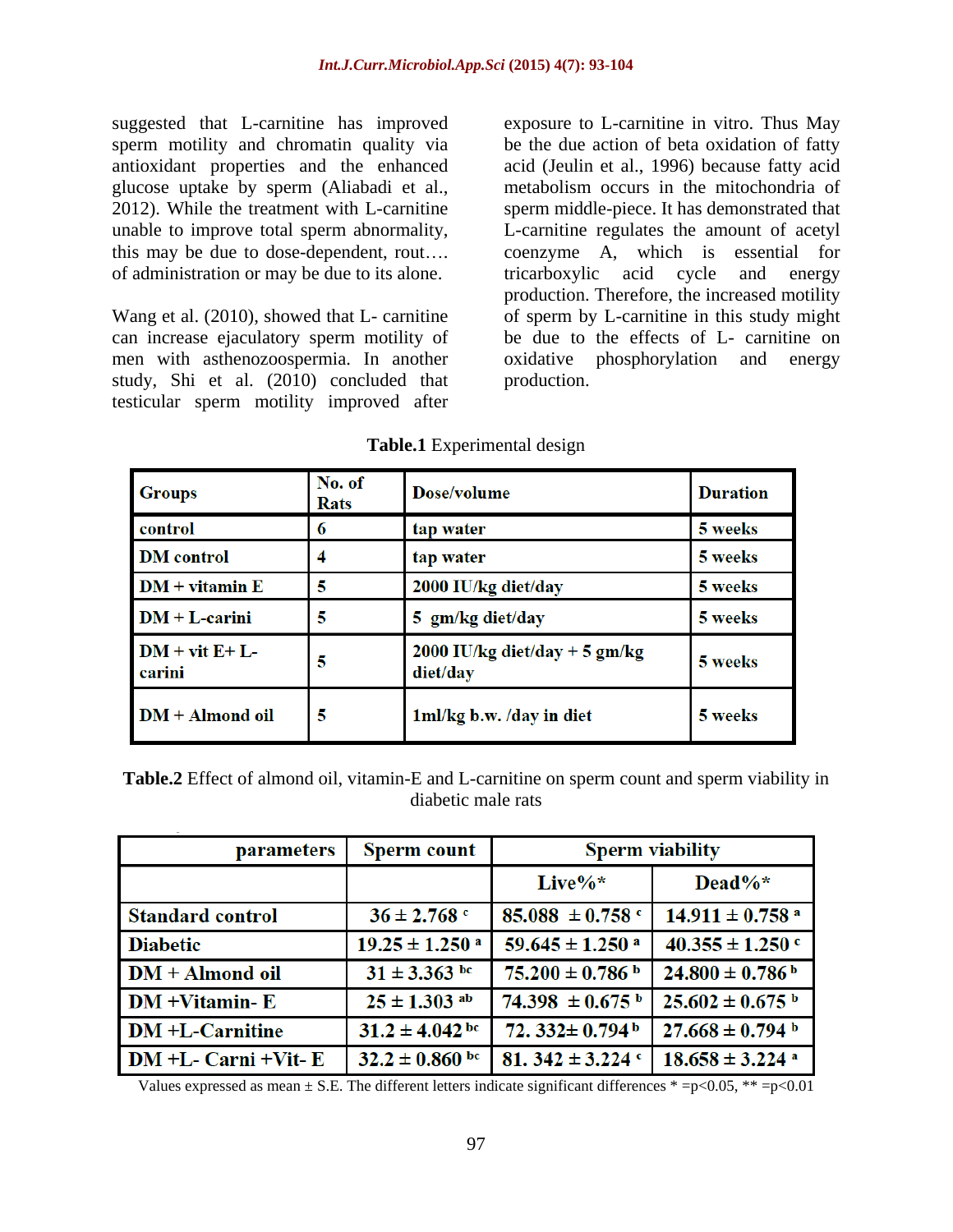suggested that L-carnitine has improved sperm motility and chromatin quality via antioxidant properties and the enhanced glucose uptake by sperm (Aliabadi et al., 2012). While the treatment with L-carnitine unable to improve total sperm abnormality, this may be due to dose-dependent, rout…. of administration or may be due to its alone.

Wang et al. (2010), showed that L- carnitine can increase ejaculatory sperm motility of men with asthenozoospermia. In another study, Shi et al. (2010) concluded that testicular sperm motility improved after exposure to L-carnitine in vitro. Thus May be the due action of beta oxidation of fatty acid (Jeulin et al., 1996) because fatty acid metabolism occurs in the mitochondria of sperm middle-piece. It has demonstrated that L-carnitine regulates the amount of acetyl coenzyme A, which is essential for tricarboxylic acid cycle and energy production. Therefore, the increased motility of sperm by L-carnitine in this study might be due to the effects of L- carnitine on oxidative phosphorylation and energy production.

**Table.1** Experimental design

| Groups | No. of Rats | Dose/volume | Duration |
|---|---|---|---|
| control | 6 | tap water | 5 weeks |
| DM control | 4 | tap water | 5 weeks |
| DM + vitamin E | 5 | 2000 IU/kg diet/day | 5 weeks |
| DM + L-carini | 5 | 5 gm/kg diet/day | 5 weeks |
| DM + vit E+ L-carini | 5 | 2000 IU/kg diet/day + 5 gm/kg diet/day | 5 weeks |
| DM + Almond oil | 5 | 1ml/kg b.w. /day in diet | 5 weeks |

**Table.2** Effect of almond oil, vitamin-E and L-carnitine on sperm count and sperm viability in diabetic male rats

| parameters | Sperm count | Sperm viability | |
|---|---|---|---|
| | | Live%* | Dead%* |
| Standard control | 36 ± 2.768 [c] | 85.088 ± 0.758 [c] | 14.911 ± 0.758 [a] |
| Diabetic | 19.25 ± 1.250 [a] | 59.645 ± 1.250 [a] | 40.355 ± 1.250 [c] |
| DM + Almond oil | 31 ± 3.363 [bc] | 75.200 ± 0.786 [b] | 24.800 ± 0.786 [b] |
| DM +Vitamin- E | 25 ± 1.303 [ab] | 74.398 ± 0.675 [b] | 25.602 ± 0.675 [b] |
| DM +L-Carnitine | 31.2 ± 4.042 [bc] | 72. 332± 0.794 [b] | 27.668 ± 0.794 [b] |
| DM +L- Carni +Vit- E | 32.2 ± 0.860 [bc] | 81. 342 ± 3.224 [c] | 18.658 ± 3.224 [a] |

Values expressed as mean ± S.E. The different letters indicate significant differences * =p<0.05, ** =p<0.01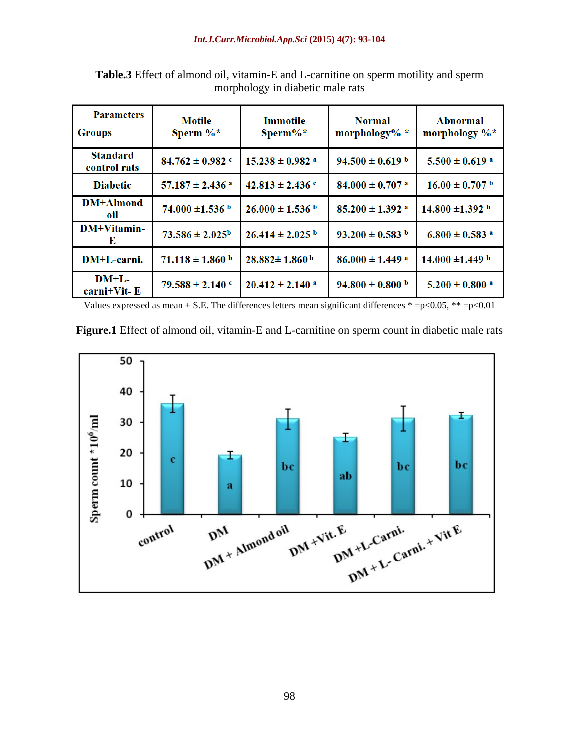**Table.3** Effect of almond oil, vitamin-E and L-carnitine on sperm motility and sperm morphology in diabetic male rats

| Parameters / Groups | Motile Sperm %* | Immotile Sperm%* | Normal morphology% * | Abnormal morphology %* |
|---|---|---|---|---|
| Standard control rats | 84.762 ± 0.982 [c] | 15.238 ± 0.982 [a] | 94.500 ± 0.619 [b] | 5.500 ± 0.619 [a] |
| Diabetic | 57.187 ± 2.436 [a] | 42.813 ± 2.436 [c] | 84.000 ± 0.707 [a] | 16.00 ± 0.707 [b] |
| DM+Almond oil | 74.000 ±1.536 [b] | 26.000 ± 1.536 [b] | 85.200 ± 1.392 [a] | 14.800 ±1.392 [b] |
| DM+Vitamin-E | 73.586 ± 2.025[b] | 26.414 ± 2.025 [b] | 93.200 ± 0.583 [b] | 6.800 ± 0.583 [a] |
| DM+L-carni. | 71.118 ± 1.860 [b] | 28.882± 1.860 [b] | 86.000 ± 1.449 [a] | 14.000 ±1.449 [b] |
| DM+L-carni+Vit- E | 79.588 ± 2.140 [c] | 20.412 ± 2.140 [a] | 94.800 ± 0.800 [b] | 5.200 ± 0.800 [a] |

Values expressed as mean ± S.E. The differences letters mean significant differences * =p<0.05, ** =p<0.01

**Figure.1** Effect of almond oil, vitamin-E and L-carnitine on sperm count in diabetic male rats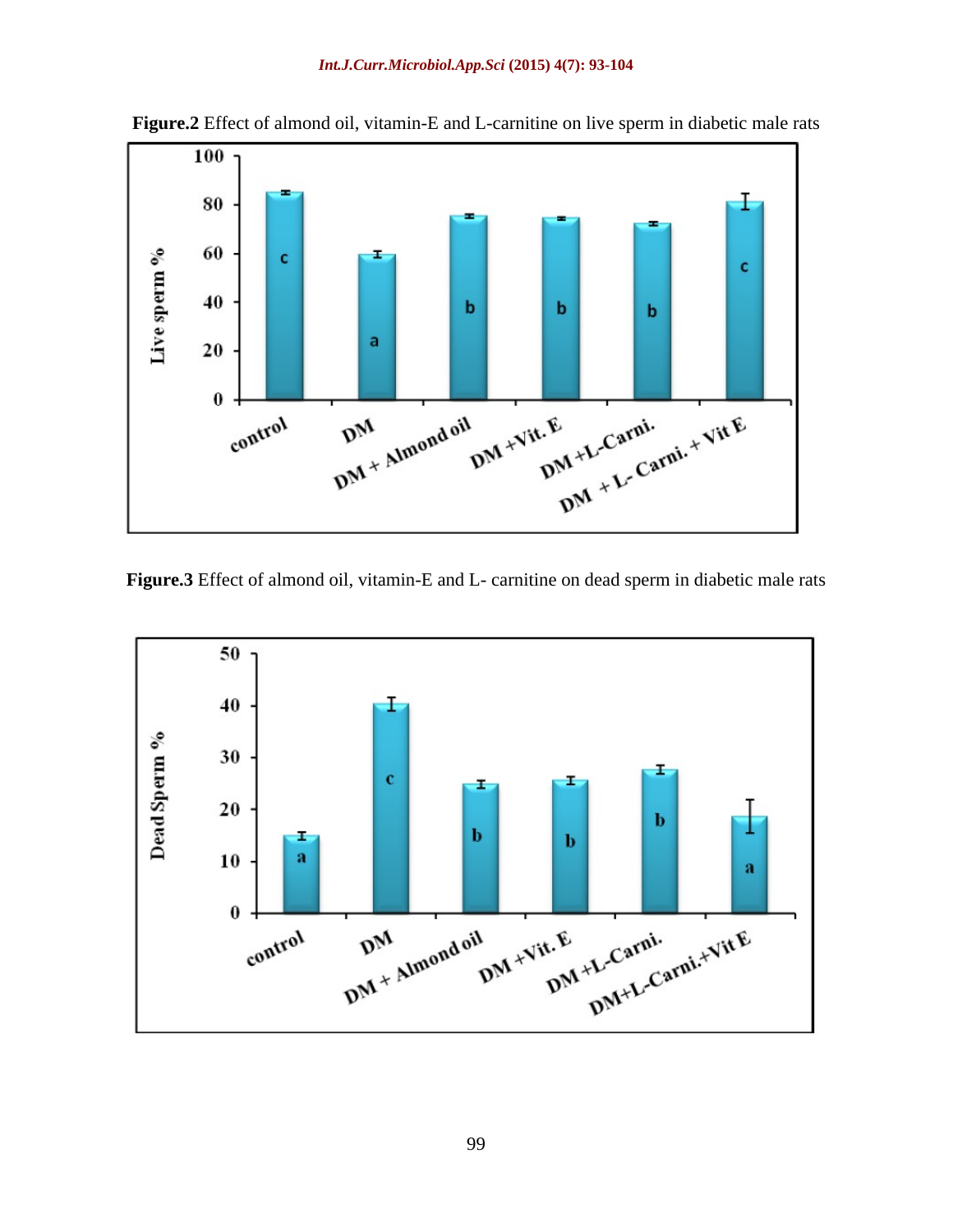**Figure.2** Effect of almond oil, vitamin-E and L-carnitine on live sperm in diabetic male rats

**Figure.3** Effect of almond oil, vitamin-E and L- carnitine on dead sperm in diabetic male rats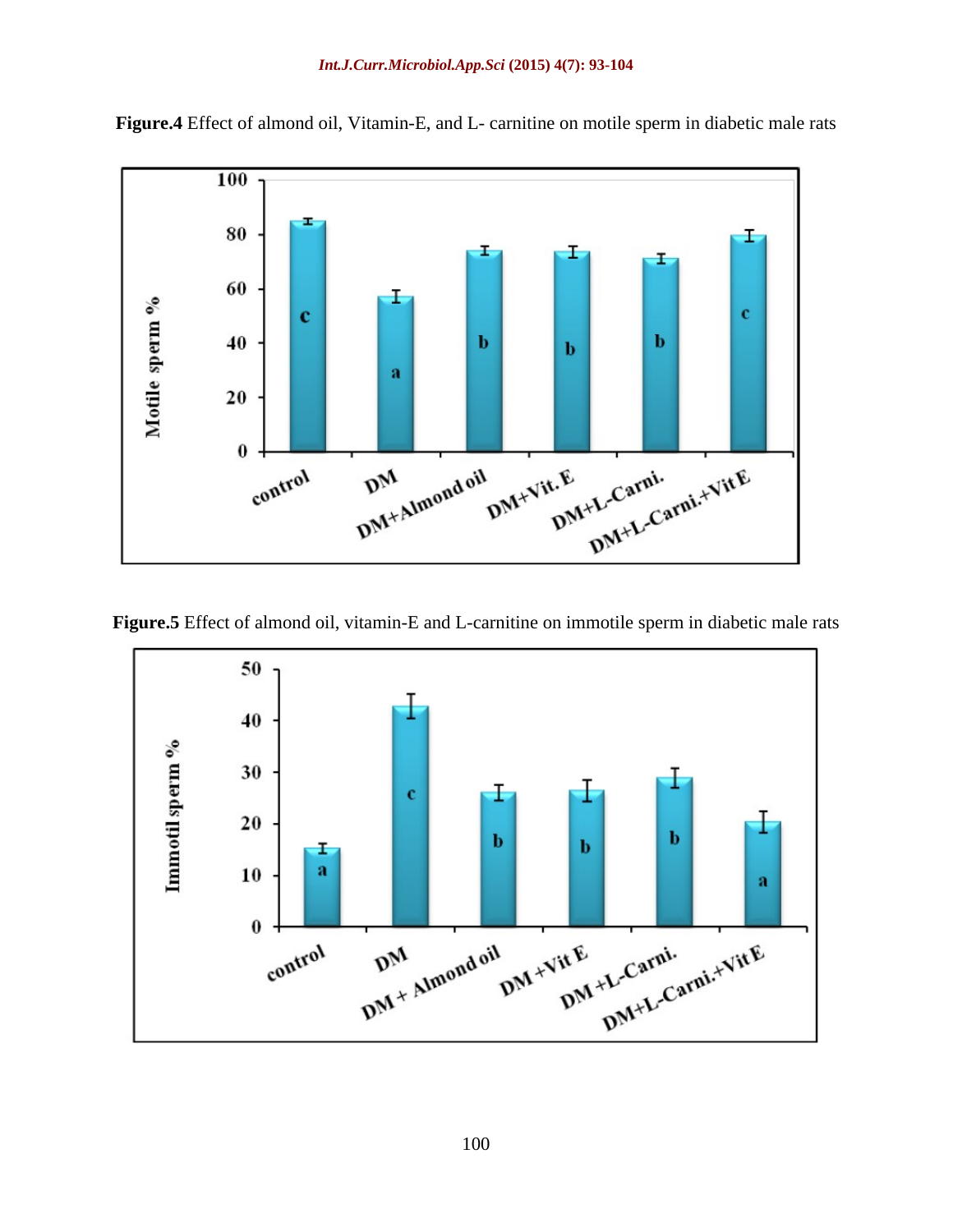**Figure.4** Effect of almond oil, Vitamin-E, and L- carnitine on motile sperm in diabetic male rats

**Figure.5** Effect of almond oil, vitamin-E and L-carnitine on immotile sperm in diabetic male rats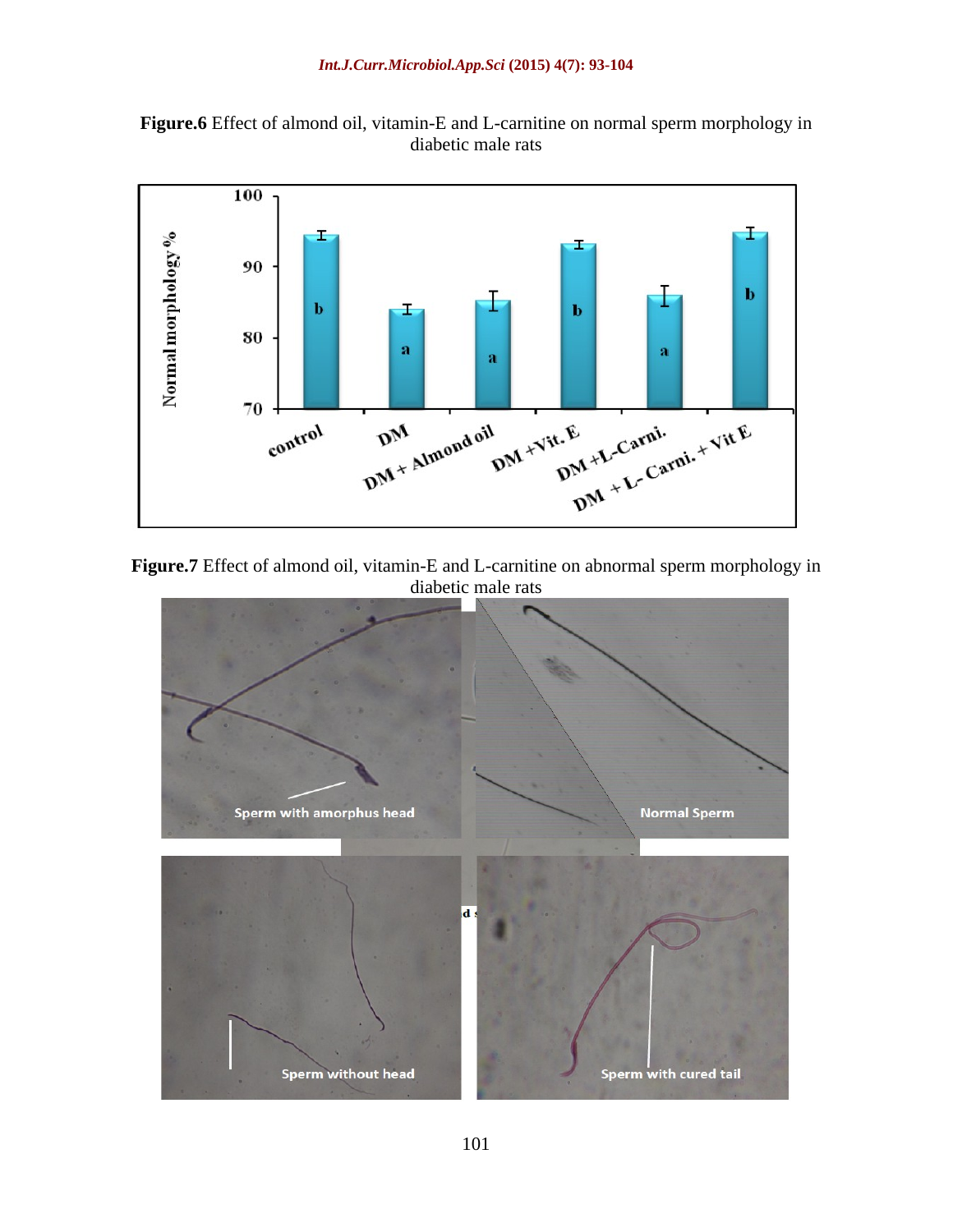**Figure.6** Effect of almond oil, vitamin-E and L-carnitine on normal sperm morphology in diabetic male rats

**Figure.7** Effect of almond oil, vitamin-E and L-carnitine on abnormal sperm morphology in diabetic male rats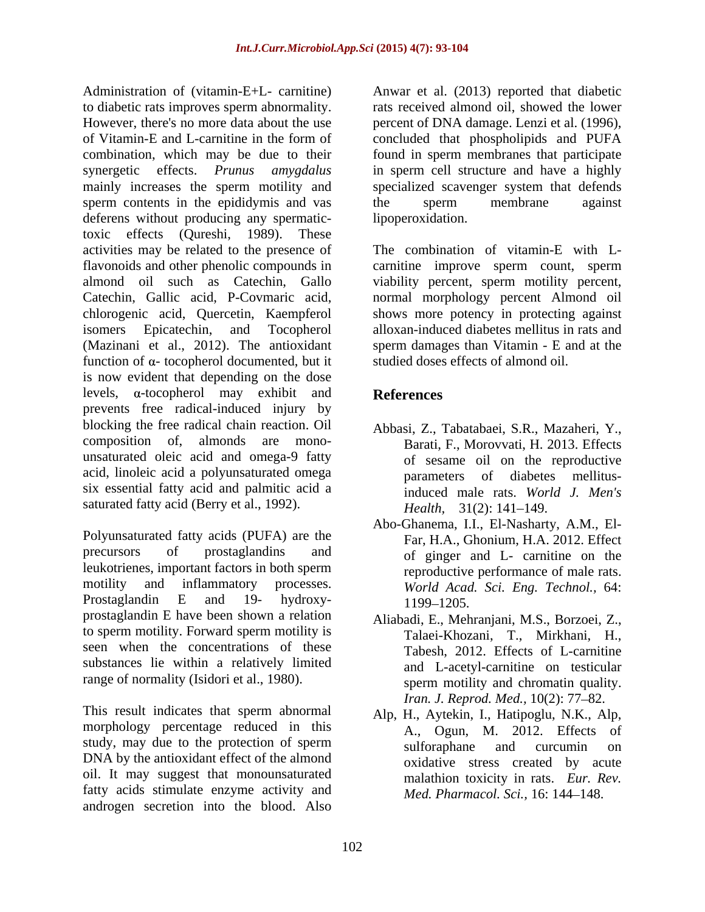Administration of (vitamin-E+L- carnitine) to diabetic rats improves sperm abnormality. However, there's no more data about the use of Vitamin-E and L-carnitine in the form of combination, which may be due to their synergetic effects. *Prunus amygdalus* mainly increases the sperm motility and sperm contents in the epididymis and vas deferens without producing any spermatic-toxic effects (Qureshi, 1989). These activities may be related to the presence of flavonoids and other phenolic compounds in almond oil such as Catechin, Gallo Catechin, Gallic acid, P-Covmaric acid, chlorogenic acid, Quercetin, Kaempferol isomers Epicatechin, and Tocopherol (Mazinani et al., 2012). The antioxidant function of α- tocopherol documented, but it is now evident that depending on the dose levels, α-tocopherol may exhibit and prevents free radical-induced injury by blocking the free radical chain reaction. Oil composition of, almonds are mono-unsaturated oleic acid and omega-9 fatty acid, linoleic acid a polyunsaturated omega six essential fatty acid and palmitic acid a saturated fatty acid (Berry et al., 1992).

Polyunsaturated fatty acids (PUFA) are the precursors of prostaglandins and leukotrienes, important factors in both sperm motility and inflammatory processes. Prostaglandin E and 19- hydroxy-prostaglandin E have been shown a relation to sperm motility. Forward sperm motility is seen when the concentrations of these substances lie within a relatively limited range of normality (Isidori et al., 1980).

This result indicates that sperm abnormal morphology percentage reduced in this study, may due to the protection of sperm DNA by the antioxidant effect of the almond oil. It may suggest that monounsaturated fatty acids stimulate enzyme activity and androgen secretion into the blood. Also Anwar et al. (2013) reported that diabetic rats received almond oil, showed the lower percent of DNA damage. Lenzi et al. (1996), concluded that phospholipids and PUFA found in sperm membranes that participate in sperm cell structure and have a highly specialized scavenger system that defends the sperm membrane against lipoperoxidation.

The combination of vitamin-E with L-carnitine improve sperm count, sperm viability percent, sperm motility percent, normal morphology percent Almond oil shows more potency in protecting against alloxan-induced diabetes mellitus in rats and sperm damages than Vitamin - E and at the studied doses effects of almond oil.

## References

Abbasi, Z., Tabatabaei, S.R., Mazaheri, Y., Barati, F., Morovvati, H. 2013. Effects of sesame oil on the reproductive parameters of diabetes mellitus-induced male rats. *World J. Men's Health,* 31(2): 141–149.

Abo-Ghanema, I.I., El-Nasharty, A.M., El-Far, H.A., Ghonium, H.A. 2012. Effect of ginger and L- carnitine on the reproductive performance of male rats. *World Acad. Sci. Eng. Technol.,* 64: 1199–1205.

Aliabadi, E., Mehranjani, M.S., Borzoei, Z., Talaei-Khozani, T., Mirkhani, H., Tabesh, 2012. Effects of L-carnitine and L-acetyl-carnitine on testicular sperm motility and chromatin quality. *Iran. J. Reprod. Med.,* 10(2): 77–82.

Alp, H., Aytekin, I., Hatipoglu, N.K., Alp, A., Ogun, M. 2012. Effects of sulforaphane and curcumin on oxidative stress created by acute malathion toxicity in rats. *Eur. Rev. Med. Pharmacol. Sci.,* 16: 144–148.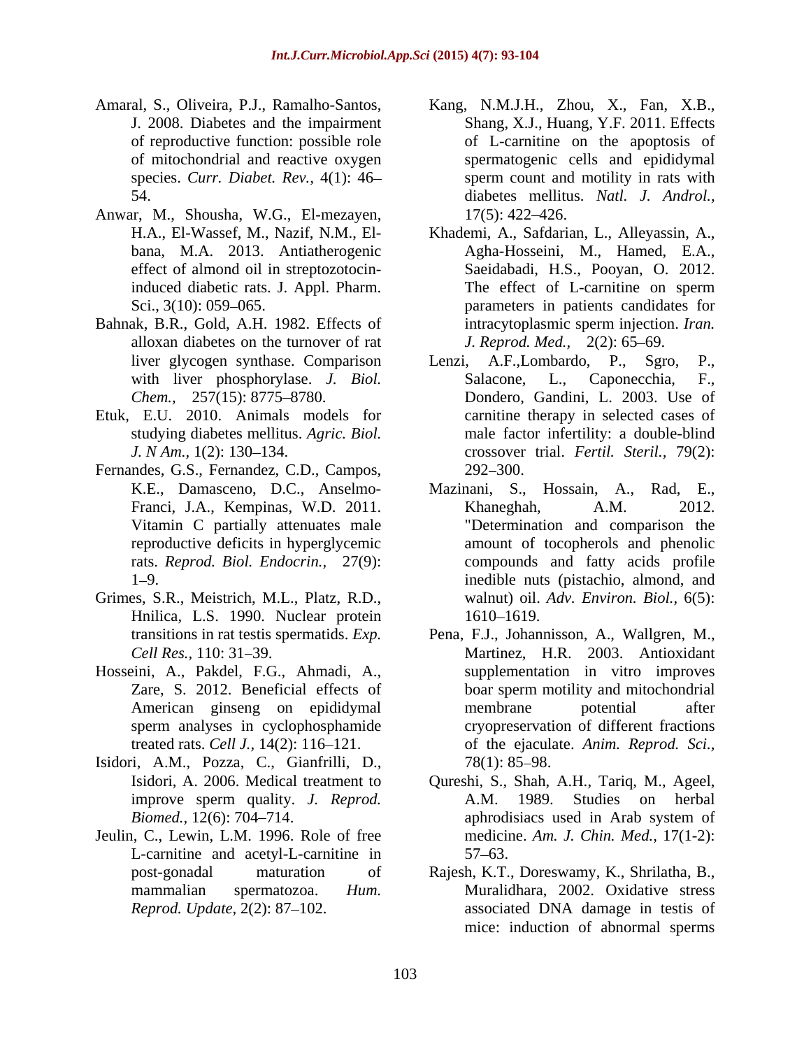Amaral, S., Oliveira, P.J., Ramalho-Santos, J. 2008. Diabetes and the impairment of reproductive function: possible role of mitochondrial and reactive oxygen species. *Curr. Diabet. Rev.,* 4(1): 46–54.

Anwar, M., Shousha, W.G., El-mezayen, H.A., El-Wassef, M., Nazif, N.M., El-bana, M.A. 2013. Antiatherogenic effect of almond oil in streptozotocin-induced diabetic rats. J. Appl. Pharm. Sci., 3(10): 059–065.

Bahnak, B.R., Gold, A.H. 1982. Effects of alloxan diabetes on the turnover of rat liver glycogen synthase. Comparison with liver phosphorylase. *J. Biol. Chem.,* 257(15): 8775–8780.

Etuk, E.U. 2010. Animals models for studying diabetes mellitus. *Agric. Biol. J. N Am.,* 1(2): 130–134.

Fernandes, G.S., Fernandez, C.D., Campos, K.E., Damasceno, D.C., Anselmo-Franci, J.A., Kempinas, W.D. 2011. Vitamin C partially attenuates male reproductive deficits in hyperglycemic rats. *Reprod. Biol. Endocrin.,* 27(9): 1–9.

Grimes, S.R., Meistrich, M.L., Platz, R.D., Hnilica, L.S. 1990. Nuclear protein transitions in rat testis spermatids. *Exp. Cell Res.,* 110: 31–39.

Hosseini, A., Pakdel, F.G., Ahmadi, A., Zare, S. 2012. Beneficial effects of American ginseng on epididymal sperm analyses in cyclophosphamide treated rats. *Cell J.,* 14(2): 116–121.

Isidori, A.M., Pozza, C., Gianfrilli, D., Isidori, A. 2006. Medical treatment to improve sperm quality. *J. Reprod. Biomed.,* 12(6): 704–714.

Jeulin, C., Lewin, L.M. 1996. Role of free L-carnitine and acetyl-L-carnitine in post-gonadal maturation of mammalian spermatozoa. *Hum. Reprod. Update,* 2(2): 87–102.

Kang, N.M.J.H., Zhou, X., Fan, X.B., Shang, X.J., Huang, Y.F. 2011. Effects of L-carnitine on the apoptosis of spermatogenic cells and epididymal sperm count and motility in rats with diabetes mellitus. *Natl. J. Androl.,* 17(5): 422–426.

Khademi, A., Safdarian, L., Alleyassin, A., Agha-Hosseini, M., Hamed, E.A., Saeidabadi, H.S., Pooyan, O. 2012. The effect of L-carnitine on sperm parameters in patients candidates for intracytoplasmic sperm injection. *Iran. J. Reprod. Med.,* 2(2): 65–69.

Lenzi, A.F.,Lombardo, P., Sgro, P., Salacone, L., Caponecchia, F., Dondero, Gandini, L. 2003. Use of carnitine therapy in selected cases of male factor infertility: a double-blind crossover trial. *Fertil. Steril.,* 79(2): 292–300.

Mazinani, S., Hossain, A., Rad, E., Khaneghah, A.M. 2012. "Determination and comparison the amount of tocopherols and phenolic compounds and fatty acids profile inedible nuts (pistachio, almond, and walnut) oil. *Adv. Environ. Biol.,* 6(5): 1610–1619.

Pena, F.J., Johannisson, A., Wallgren, M., Martinez, H.R. 2003. Antioxidant supplementation in vitro improves boar sperm motility and mitochondrial membrane potential after cryopreservation of different fractions of the ejaculate. *Anim. Reprod. Sci.,* 78(1): 85–98.

Qureshi, S., Shah, A.H., Tariq, M., Ageel, A.M. 1989. Studies on herbal aphrodisiacs used in Arab system of medicine. *Am. J. Chin. Med.,* 17(1-2): 57–63.

Rajesh, K.T., Doreswamy, K., Shrilatha, B., Muralidhara, 2002. Oxidative stress associated DNA damage in testis of mice: induction of abnormal sperms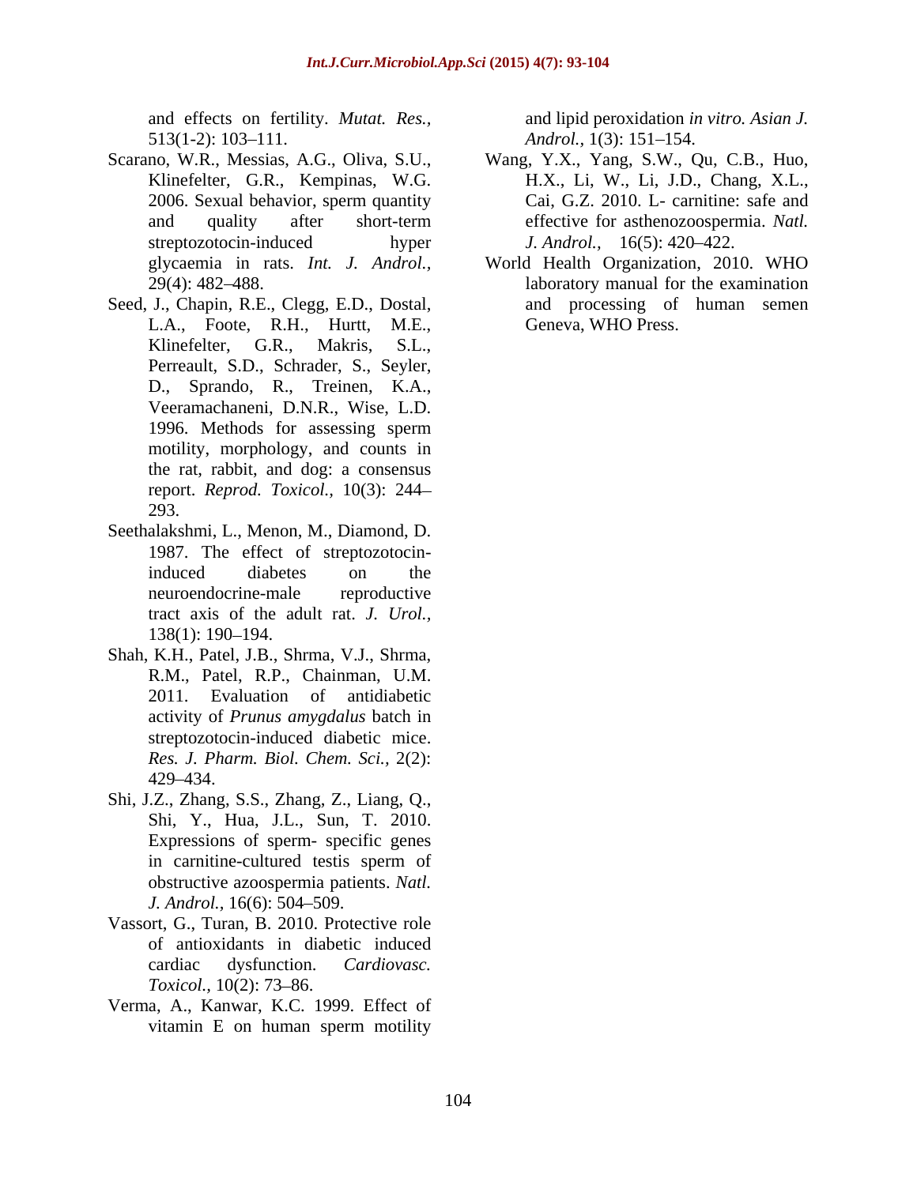and effects on fertility. *Mutat. Res.,* 513(1-2): 103–111.

Scarano, W.R., Messias, A.G., Oliva, S.U., Klinefelter, G.R., Kempinas, W.G. 2006. Sexual behavior, sperm quantity and quality after short-term streptozotocin-induced hyper glycaemia in rats. *Int. J. Androl.,* 29(4): 482–488.

Seed, J., Chapin, R.E., Clegg, E.D., Dostal, L.A., Foote, R.H., Hurtt, M.E., Klinefelter, G.R., Makris, S.L., Perreault, S.D., Schrader, S., Seyler, D., Sprando, R., Treinen, K.A., Veeramachaneni, D.N.R., Wise, L.D. 1996. Methods for assessing sperm motility, morphology, and counts in the rat, rabbit, and dog: a consensus report. *Reprod. Toxicol.,* 10(3): 244–293.

Seethalakshmi, L., Menon, M., Diamond, D. 1987. The effect of streptozotocin-induced diabetes on the neuroendocrine-male reproductive tract axis of the adult rat. *J. Urol.,* 138(1): 190–194.

Shah, K.H., Patel, J.B., Shrma, V.J., Shrma, R.M., Patel, R.P., Chainman, U.M. 2011. Evaluation of antidiabetic activity of *Prunus amygdalus* batch in streptozotocin-induced diabetic mice. *Res. J. Pharm. Biol. Chem. Sci.,* 2(2): 429–434.

Shi, J.Z., Zhang, S.S., Zhang, Z., Liang, Q., Shi, Y., Hua, J.L., Sun, T. 2010. Expressions of sperm- specific genes in carnitine-cultured testis sperm of obstructive azoospermia patients. *Natl. J. Androl.,* 16(6): 504–509.

Vassort, G., Turan, B. 2010. Protective role of antioxidants in diabetic induced cardiac dysfunction. *Cardiovasc. Toxicol.,* 10(2): 73–86.

Verma, A., Kanwar, K.C. 1999. Effect of vitamin E on human sperm motility and lipid peroxidation *in vitro. Asian J. Androl.,* 1(3): 151–154.

Wang, Y.X., Yang, S.W., Qu, C.B., Huo, H.X., Li, W., Li, J.D., Chang, X.L., Cai, G.Z. 2010. L- carnitine: safe and effective for asthenozoospermia. *Natl. J. Androl.,* 16(5): 420–422.

World Health Organization, 2010. WHO laboratory manual for the examination and processing of human semen Geneva, WHO Press.